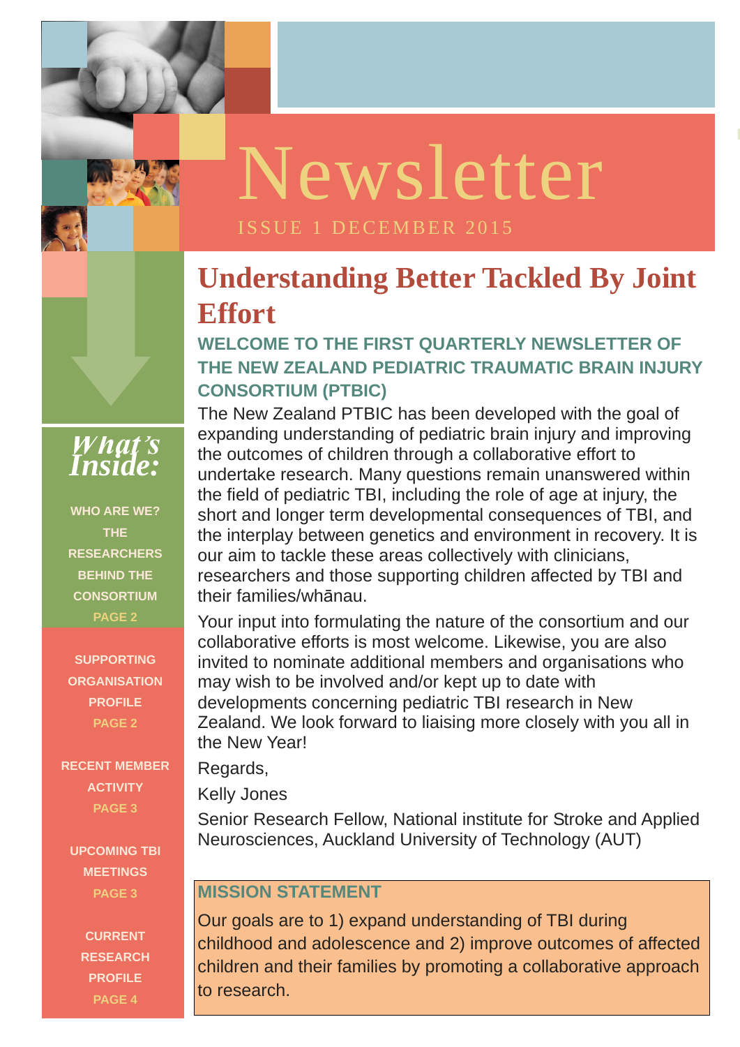# Newsletter

ISSUE 1 DECEMBER 2015

## What's Inside:

WHO ARE WE? THE RESEARCHERS BEHIND THE CONSORTIUM
PAGE 2

SUPPORTING ORGANISATION PROFILE
PAGE 2

RECENT MEMBER ACTIVITY
PAGE 3

UPCOMING TBI MEETINGS
PAGE 3

CURRENT RESEARCH PROFILE
PAGE 4

## Understanding Better Tackled By Joint Effort

### WELCOME TO THE FIRST QUARTERLY NEWSLETTER OF THE NEW ZEALAND PEDIATRIC TRAUMATIC BRAIN INJURY CONSORTIUM (PTBIC)

The New Zealand PTBIC has been developed with the goal of expanding understanding of pediatric brain injury and improving the outcomes of children through a collaborative effort to undertake research. Many questions remain unanswered within the field of pediatric TBI, including the role of age at injury, the short and longer term developmental consequences of TBI, and the interplay between genetics and environment in recovery. It is our aim to tackle these areas collectively with clinicians, researchers and those supporting children affected by TBI and their families/whānau.

Your input into formulating the nature of the consortium and our collaborative efforts is most welcome. Likewise, you are also invited to nominate additional members and organisations who may wish to be involved and/or kept up to date with developments concerning pediatric TBI research in New Zealand. We look forward to liaising more closely with you all in the New Year!

Regards,

Kelly Jones

Senior Research Fellow, National institute for Stroke and Applied Neurosciences, Auckland University of Technology (AUT)

### MISSION STATEMENT

Our goals are to 1) expand understanding of TBI during childhood and adolescence and 2) improve outcomes of affected children and their families by promoting a collaborative approach to research.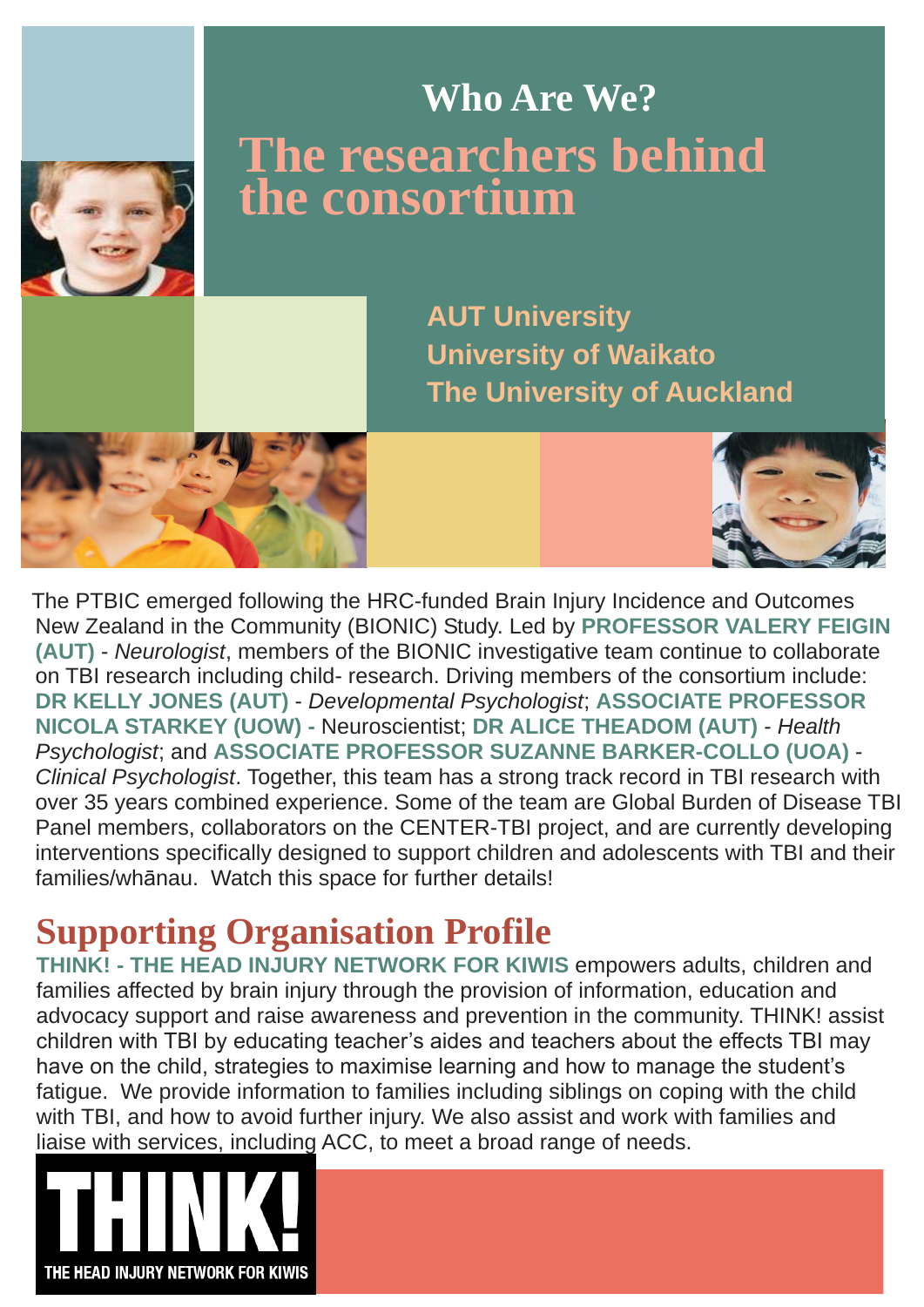# Who Are We?

## The researchers behind the consortium

**AUT University**
**University of Waikato**
**The University of Auckland**

The PTBIC emerged following the HRC-funded Brain Injury Incidence and Outcomes New Zealand in the Community (BIONIC) Study. Led by **PROFESSOR VALERY FEIGIN (AUT)** - *Neurologist*, members of the BIONIC investigative team continue to collaborate on TBI research including child- research. Driving members of the consortium include: **DR KELLY JONES (AUT)** - *Developmental Psychologist*; **ASSOCIATE PROFESSOR NICOLA STARKEY (UOW) -** Neuroscientist; **DR ALICE THEADOM (AUT)** - *Health Psychologist*; and **ASSOCIATE PROFESSOR SUZANNE BARKER-COLLO (UOA)** - *Clinical Psychologist*. Together, this team has a strong track record in TBI research with over 35 years combined experience. Some of the team are Global Burden of Disease TBI Panel members, collaborators on the CENTER-TBI project, and are currently developing interventions specifically designed to support children and adolescents with TBI and their families/whānau. Watch this space for further details!

## Supporting Organisation Profile

**THINK! - THE HEAD INJURY NETWORK FOR KIWIS** empowers adults, children and families affected by brain injury through the provision of information, education and advocacy support and raise awareness and prevention in the community. THINK! assist children with TBI by educating teacher's aides and teachers about the effects TBI may have on the child, strategies to maximise learning and how to manage the student's fatigue. We provide information to families including siblings on coping with the child with TBI, and how to avoid further injury. We also assist and work with families and liaise with services, including ACC, to meet a broad range of needs.

THINK!
THE HEAD INJURY NETWORK FOR KIWIS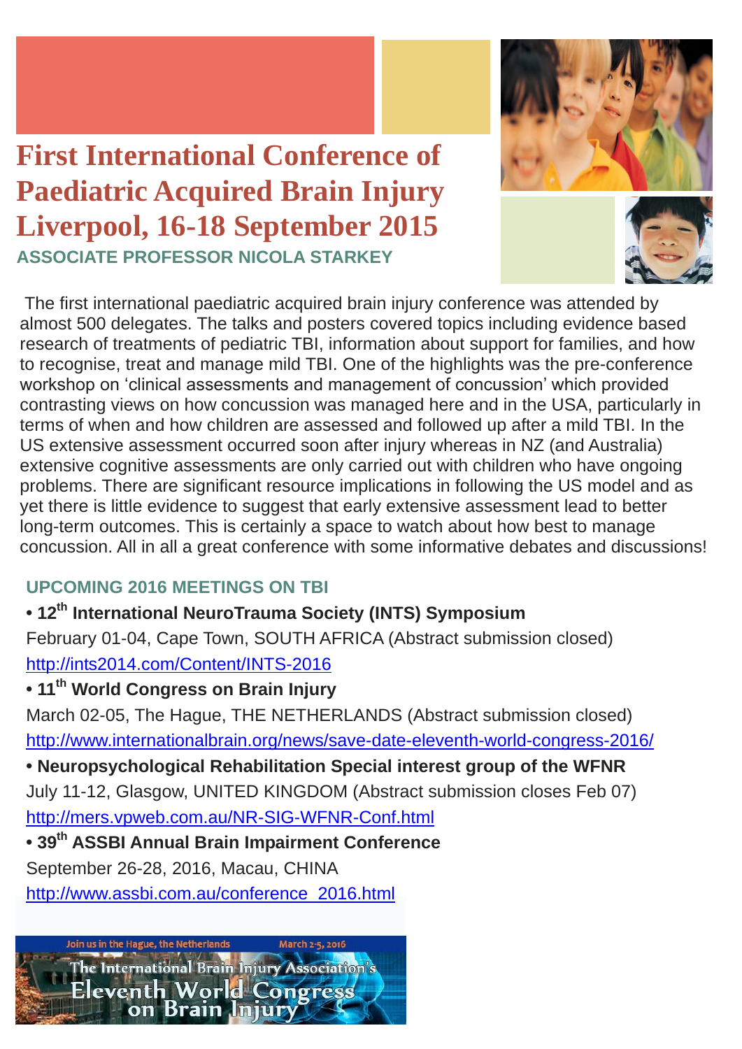# First International Conference of Paediatric Acquired Brain Injury Liverpool, 16-18 September 2015

**ASSOCIATE PROFESSOR NICOLA STARKEY**

The first international paediatric acquired brain injury conference was attended by almost 500 delegates. The talks and posters covered topics including evidence based research of treatments of pediatric TBI, information about support for families, and how to recognise, treat and manage mild TBI. One of the highlights was the pre-conference workshop on 'clinical assessments and management of concussion' which provided contrasting views on how concussion was managed here and in the USA, particularly in terms of when and how children are assessed and followed up after a mild TBI. In the US extensive assessment occurred soon after injury whereas in NZ (and Australia) extensive cognitive assessments are only carried out with children who have ongoing problems. There are significant resource implications in following the US model and as yet there is little evidence to suggest that early extensive assessment lead to better long-term outcomes. This is certainly a space to watch about how best to manage concussion. All in all a great conference with some informative debates and discussions!

## UPCOMING 2016 MEETINGS ON TBI

- **12th International NeuroTrauma Society (INTS) Symposium**
  February 01-04, Cape Town, SOUTH AFRICA (Abstract submission closed)
  http://ints2014.com/Content/INTS-2016
- **11th World Congress on Brain Injury**
  March 02-05, The Hague, THE NETHERLANDS (Abstract submission closed)
  http://www.internationalbrain.org/news/save-date-eleventh-world-congress-2016/
- **Neuropsychological Rehabilitation Special interest group of the WFNR**
  July 11-12, Glasgow, UNITED KINGDOM (Abstract submission closes Feb 07)
  http://mers.vpweb.com.au/NR-SIG-WFNR-Conf.html
- **39th ASSBI Annual Brain Impairment Conference**
  September 26-28, 2016, Macau, CHINA
  http://www.assbi.com.au/conference_2016.html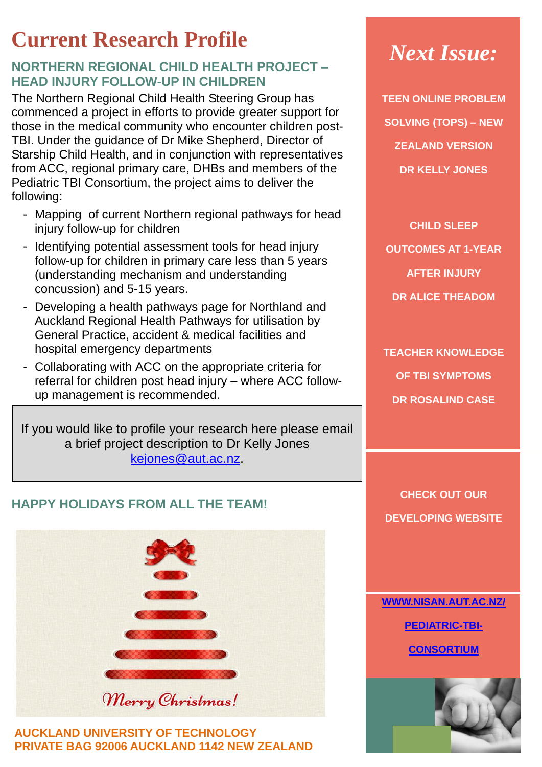# Current Research Profile

### NORTHERN REGIONAL CHILD HEALTH PROJECT – HEAD INJURY FOLLOW-UP IN CHILDREN

The Northern Regional Child Health Steering Group has commenced a project in efforts to provide greater support for those in the medical community who encounter children post-TBI. Under the guidance of Dr Mike Shepherd, Director of Starship Child Health, and in conjunction with representatives from ACC, regional primary care, DHBs and members of the Pediatric TBI Consortium, the project aims to deliver the following:

- Mapping of current Northern regional pathways for head injury follow-up for children
- Identifying potential assessment tools for head injury follow-up for children in primary care less than 5 years (understanding mechanism and understanding concussion) and 5-15 years.
- Developing a health pathways page for Northland and Auckland Regional Health Pathways for utilisation by General Practice, accident & medical facilities and hospital emergency departments
- Collaborating with ACC on the appropriate criteria for referral for children post head injury – where ACC follow-up management is recommended.

If you would like to profile your research here please email a brief project description to Dr Kelly Jones kejones@aut.ac.nz.

### HAPPY HOLIDAYS FROM ALL THE TEAM!

Merry Christmas!

**AUCKLAND UNIVERSITY OF TECHNOLOGY**
**PRIVATE BAG 92006 AUCKLAND 1142 NEW ZEALAND**

## *Next Issue:*

**TEEN ONLINE PROBLEM SOLVING (TOPS) – NEW ZEALAND VERSION**
**DR KELLY JONES**

**CHILD SLEEP OUTCOMES AT 1-YEAR AFTER INJURY**
**DR ALICE THEADOM**

**TEACHER KNOWLEDGE OF TBI SYMPTOMS**
**DR ROSALIND CASE**

**CHECK OUT OUR DEVELOPING WEBSITE**

**WWW.NISAN.AUT.AC.NZ/PEDIATRIC-TBI-CONSORTIUM**